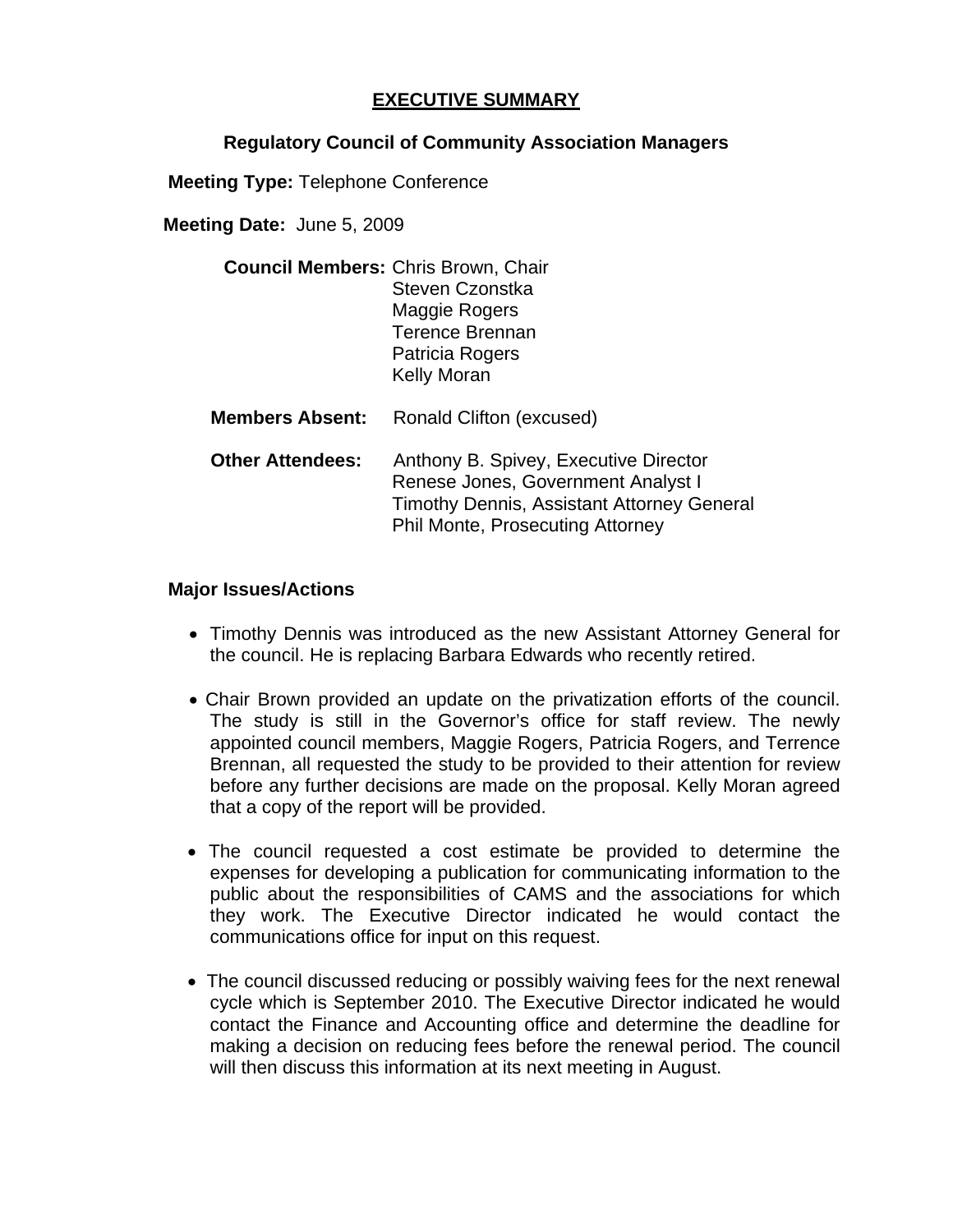# EXECUTIVE SUMMARY

## Regulatory Council of Community Association Managers

**Meeting Type:** Telephone Conference

**Meeting Date:** June 5, 2009

**Council Members:** Chris Brown, Chair
Steven Czonstka
Maggie Rogers
Terence Brennan
Patricia Rogers
Kelly Moran

**Members Absent:** Ronald Clifton (excused)

**Other Attendees:** Anthony B. Spivey, Executive Director
Renese Jones, Government Analyst I
Timothy Dennis, Assistant Attorney General
Phil Monte, Prosecuting Attorney

**Major Issues/Actions**

- Timothy Dennis was introduced as the new Assistant Attorney General for the council. He is replacing Barbara Edwards who recently retired.
- Chair Brown provided an update on the privatization efforts of the council. The study is still in the Governor's office for staff review. The newly appointed council members, Maggie Rogers, Patricia Rogers, and Terrence Brennan, all requested the study to be provided to their attention for review before any further decisions are made on the proposal. Kelly Moran agreed that a copy of the report will be provided.
- The council requested a cost estimate be provided to determine the expenses for developing a publication for communicating information to the public about the responsibilities of CAMS and the associations for which they work. The Executive Director indicated he would contact the communications office for input on this request.
- The council discussed reducing or possibly waiving fees for the next renewal cycle which is September 2010. The Executive Director indicated he would contact the Finance and Accounting office and determine the deadline for making a decision on reducing fees before the renewal period. The council will then discuss this information at its next meeting in August.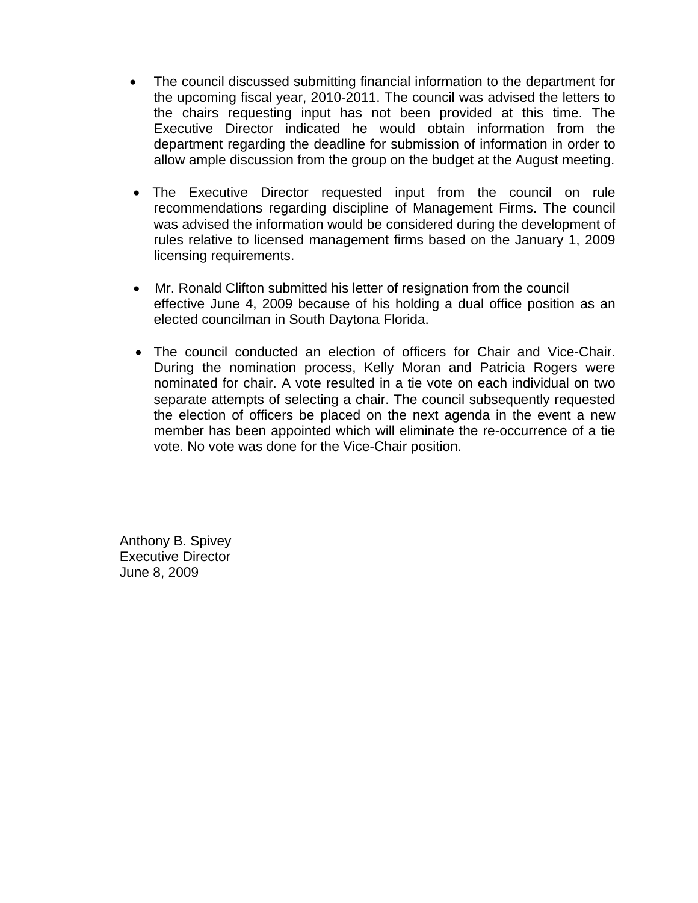- The council discussed submitting financial information to the department for the upcoming fiscal year, 2010-2011. The council was advised the letters to the chairs requesting input has not been provided at this time. The Executive Director indicated he would obtain information from the department regarding the deadline for submission of information in order to allow ample discussion from the group on the budget at the August meeting.

- The Executive Director requested input from the council on rule recommendations regarding discipline of Management Firms. The council was advised the information would be considered during the development of rules relative to licensed management firms based on the January 1, 2009 licensing requirements.

- Mr. Ronald Clifton submitted his letter of resignation from the council effective June 4, 2009 because of his holding a dual office position as an elected councilman in South Daytona Florida.

- The council conducted an election of officers for Chair and Vice-Chair. During the nomination process, Kelly Moran and Patricia Rogers were nominated for chair. A vote resulted in a tie vote on each individual on two separate attempts of selecting a chair. The council subsequently requested the election of officers be placed on the next agenda in the event a new member has been appointed which will eliminate the re-occurrence of a tie vote. No vote was done for the Vice-Chair position.

Anthony B. Spivey
Executive Director
June 8, 2009